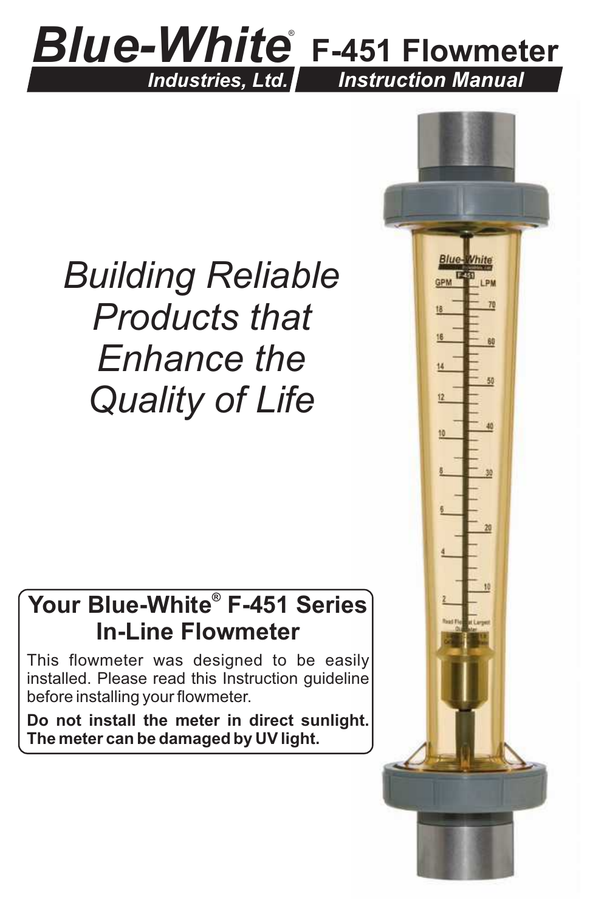# Blue-White® Industries, Ltd.

# F-451 Flowmeter Instruction Manual

*Building Reliable Products that Enhance the Quality of Life*

## Your Blue-White® F-451 Series In-Line Flowmeter

This flowmeter was designed to be easily installed. Please read this Instruction guideline before installing your flowmeter.

**Do not install the meter in direct sunlight. The meter can be damaged by UV light.**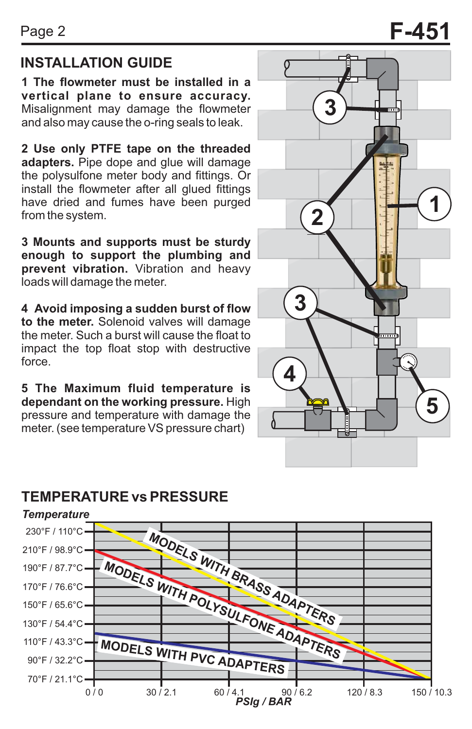## INSTALLATION GUIDE

**1 The flowmeter must be installed in a vertical plane to ensure accuracy.** Misalignment may damage the flowmeter and also may cause the o-ring seals to leak.

**2 Use only PTFE tape on the threaded adapters.** Pipe dope and glue will damage the polysulfone meter body and fittings. Or install the flowmeter after all glued fittings have dried and fumes have been purged from the system.

**3 Mounts and supports must be sturdy enough to support the plumbing and prevent vibration.** Vibration and heavy loads will damage the meter.

**4 Avoid imposing a sudden burst of flow to the meter.** Solenoid valves will damage the meter. Such a burst will cause the float to impact the top float stop with destructive force.

**5 The Maximum fluid temperature is dependant on the working pressure.** High pressure and temperature with damage the meter. (see temperature VS pressure chart)

## TEMPERATURE vs PRESSURE

*Temperature*

230°F / 110°C
210°F / 98.9°C
190°F / 87.7°C
170°F / 76.6°C
150°F / 65.6°C
130°F / 54.4°C
110°F / 43.3°C
90°F / 32.2°C
70°F / 21.1°C

MODELS WITH BRASS ADAPTERS
MODELS WITH POLYSULFONE ADAPTERS
MODELS WITH PVC ADAPTERS

0 / 0 | 30 / 2.1 | 60 / 4.1 | 90 / 6.2 | 120 / 8.3 | 150 / 10.3

*PSIg / BAR*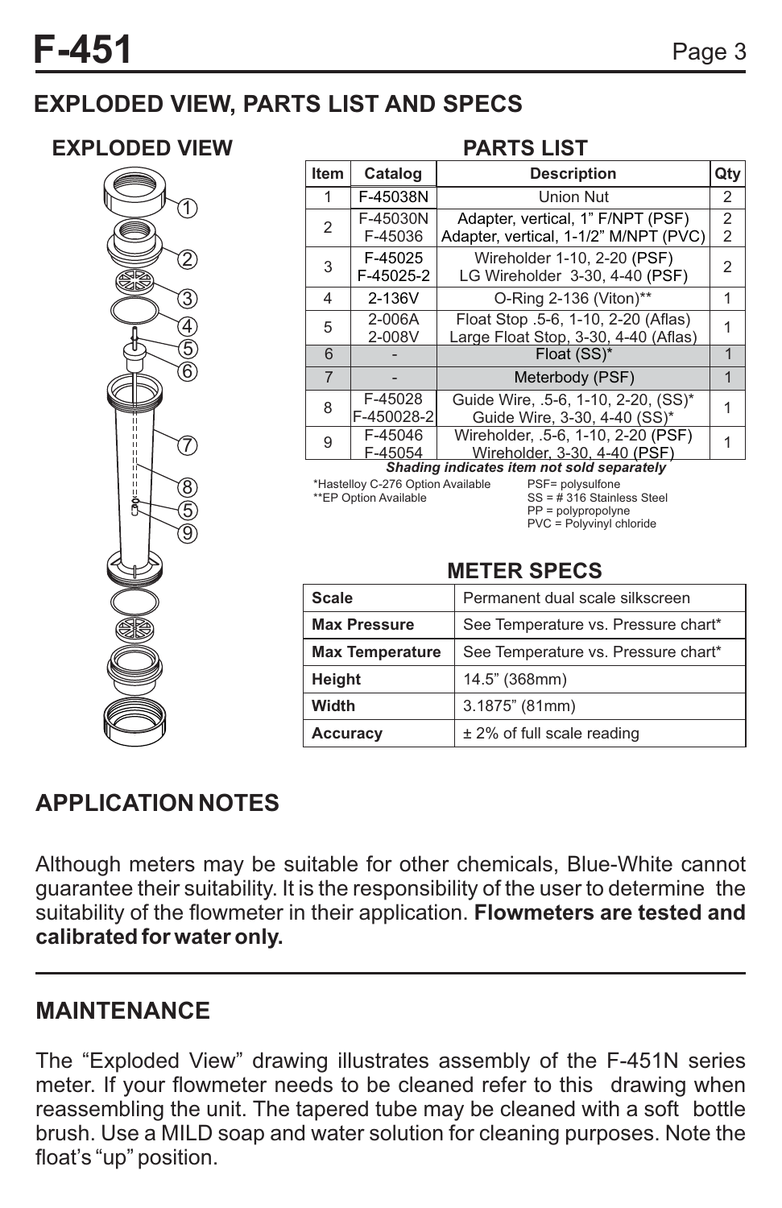# F-451

## EXPLODED VIEW, PARTS LIST AND SPECS

### EXPLODED VIEW

### PARTS LIST

| Item | Catalog | Description | Qty |
|---|---|---|---|
| 1 | F-45038N | Union Nut | 2 |
| 2 | F-45030N<br>F-45036 | Adapter, vertical, 1" F/NPT (PSF)<br>Adapter, vertical, 1-1/2" M/NPT (PVC) | 2<br>2 |
| 3 | F-45025<br>F-45025-2 | Wireholder 1-10, 2-20 (PSF)<br>LG Wireholder 3-30, 4-40 (PSF) | 2 |
| 4 | 2-136V | O-Ring 2-136 (Viton)** | 1 |
| 5 | 2-006A<br>2-008V | Float Stop .5-6, 1-10, 2-20 (Aflas)<br>Large Float Stop, 3-30, 4-40 (Aflas) | 1 |
| 6 | - | Float (SS)* | 1 |
| 7 | - | Meterbody (PSF) | 1 |
| 8 | F-45028<br>F-450028-2 | Guide Wire, .5-6, 1-10, 2-20, (SS)*<br>Guide Wire, 3-30, 4-40 (SS)* | 1 |
| 9 | F-45046<br>F-45054 | Wireholder, .5-6, 1-10, 2-20 (PSF)<br>Wireholder, 3-30, 4-40 (PSF) | 1 |

***Shading indicates item not sold separately***

*Hastelloy C-276 Option Available
**EP Option Available

PSF= polysulfone
SS = # 316 Stainless Steel
PP = polypropolyne
PVC = Polyvinyl chloride

### METER SPECS

| | |
|---|---|
| **Scale** | Permanent dual scale silkscreen |
| **Max Pressure** | See Temperature vs. Pressure chart* |
| **Max Temperature** | See Temperature vs. Pressure chart* |
| **Height** | 14.5" (368mm) |
| **Width** | 3.1875" (81mm) |
| **Accuracy** | ± 2% of full scale reading |

## APPLICATION NOTES

Although meters may be suitable for other chemicals, Blue-White cannot guarantee their suitability. It is the responsibility of the user to determine the suitability of the flowmeter in their application. **Flowmeters are tested and calibrated for water only.**

## MAINTENANCE

The "Exploded View" drawing illustrates assembly of the F-451N series meter. If your flowmeter needs to be cleaned refer to this drawing when reassembling the unit. The tapered tube may be cleaned with a soft bottle brush. Use a MILD soap and water solution for cleaning purposes. Note the float's "up" position.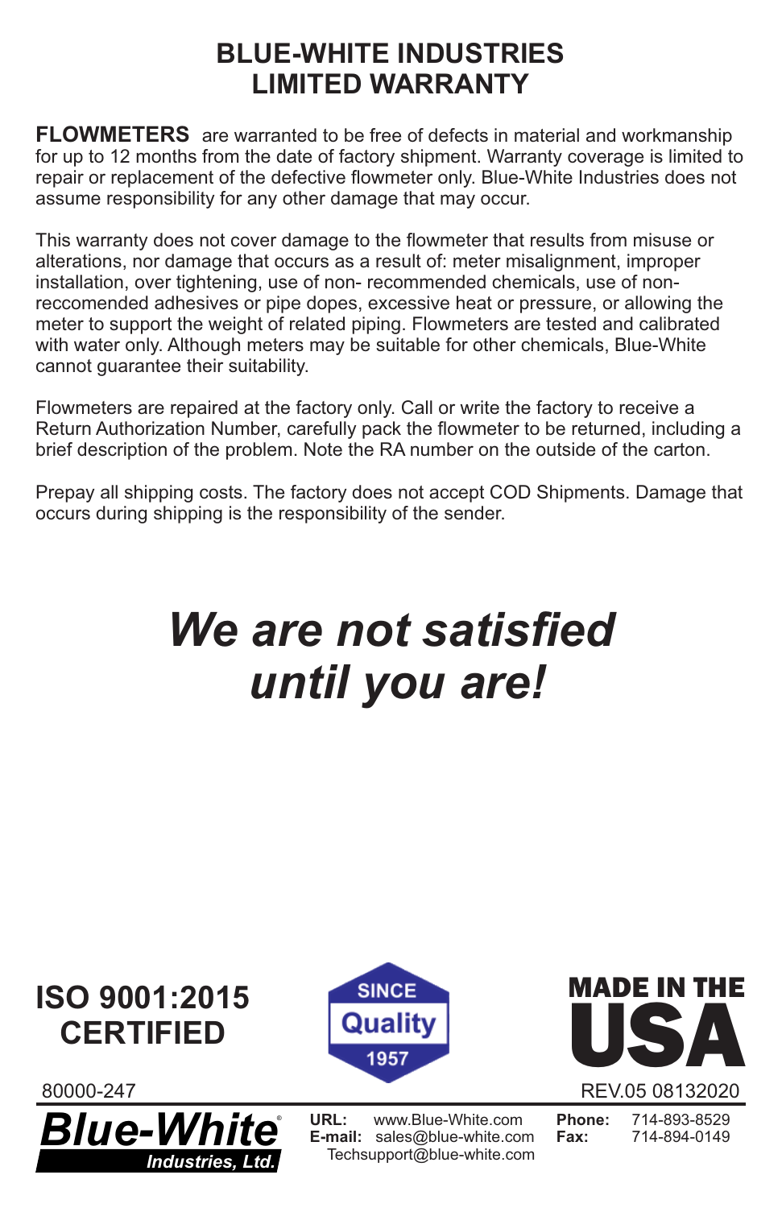# BLUE-WHITE INDUSTRIES
# LIMITED WARRANTY

**FLOWMETERS** are warranted to be free of defects in material and workmanship for up to 12 months from the date of factory shipment. Warranty coverage is limited to repair or replacement of the defective flowmeter only. Blue-White Industries does not assume responsibility for any other damage that may occur.

This warranty does not cover damage to the flowmeter that results from misuse or alterations, nor damage that occurs as a result of: meter misalignment, improper installation, over tightening, use of non- recommended chemicals, use of non-reccomended adhesives or pipe dopes, excessive heat or pressure, or allowing the meter to support the weight of related piping. Flowmeters are tested and calibrated with water only. Although meters may be suitable for other chemicals, Blue-White cannot guarantee their suitability.

Flowmeters are repaired at the factory only. Call or write the factory to receive a Return Authorization Number, carefully pack the flowmeter to be returned, including a brief description of the problem. Note the RA number on the outside of the carton.

Prepay all shipping costs. The factory does not accept COD Shipments. Damage that occurs during shipping is the responsibility of the sender.

***We are not satisfied until you are!***

**ISO 9001:2015 CERTIFIED**

SINCE Quality 1957

MADE IN THE USA

80000-247

REV.05 08132020

Blue-White® Industries, Ltd.

**URL:** www.Blue-White.com
**E-mail:** sales@blue-white.com
Techsupport@blue-white.com

**Phone:** 714-893-8529
**Fax:** 714-894-0149